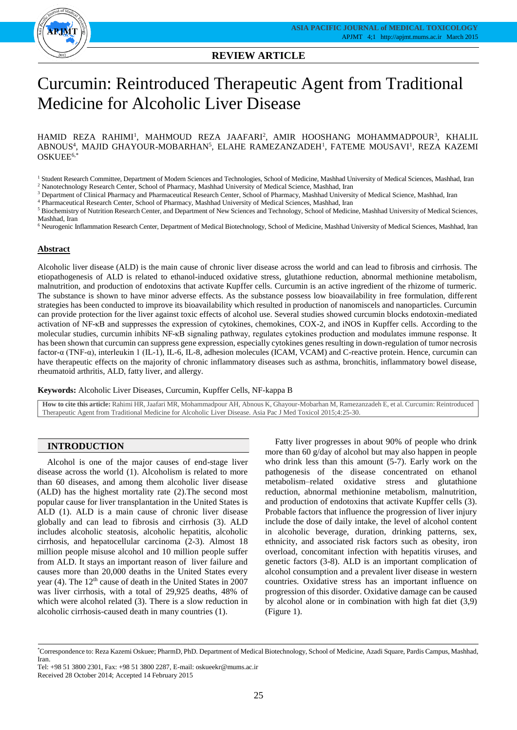**REVIEW ARTICLE**

# Curcumin: Reintroduced Therapeutic Agent from Traditional Medicine for Alcoholic Liver Disease

HAMID REZA RAHIMI[1], MAHMOUD REZA JAAFARI[2], AMIR HOOSHANG MOHAMMADPOUR[3], KHALIL ABNOUS[4], MAJID GHAYOUR-MOBARHAN[5], ELAHE RAMEZANZADEH[1], FATEME MOUSAVI[1], REZA KAZEMI OSKUEE[6,*]

[1] Student Research Committee, Department of Modern Sciences and Technologies, School of Medicine, Mashhad University of Medical Sciences, Mashhad, Iran
[2] Nanotechnology Research Center, School of Pharmacy, Mashhad University of Medical Science, Mashhad, Iran
[3] Department of Clinical Pharmacy and Pharmaceutical Research Center, School of Pharmacy, Mashhad University of Medical Science, Mashhad, Iran
[4] Pharmaceutical Research Center, School of Pharmacy, Mashhad University of Medical Sciences, Mashhad, Iran
[5] Biochemistry of Nutrition Research Center, and Department of New Sciences and Technology, School of Medicine, Mashhad University of Medical Sciences, Mashhad, Iran
[6] Neurogenic Inflammation Research Center, Department of Medical Biotechnology, School of Medicine, Mashhad University of Medical Sciences, Mashhad, Iran

## Abstract

Alcoholic liver disease (ALD) is the main cause of chronic liver disease across the world and can lead to fibrosis and cirrhosis. The etiopathogenesis of ALD is related to ethanol-induced oxidative stress, glutathione reduction, abnormal methionine metabolism, malnutrition, and production of endotoxins that activate Kupffer cells. Curcumin is an active ingredient of the rhizome of turmeric. The substance is shown to have minor adverse effects. As the substance possess low bioavailability in free formulation, different strategies has been conducted to improve its bioavailability which resulted in production of nanomiscels and nanoparticles. Curcumin can provide protection for the liver against toxic effects of alcohol use. Several studies showed curcumin blocks endotoxin-mediated activation of NF-κB and suppresses the expression of cytokines, chemokines, COX-2, and iNOS in Kupffer cells. According to the molecular studies, curcumin inhibits NF-κB signaling pathway, regulates cytokines production and modulates immune response. It has been shown that curcumin can suppress gene expression, especially cytokines genes resulting in down-regulation of tumor necrosis factor-α (TNF-α), interleukin 1 (IL-1), IL-6, IL-8, adhesion molecules (ICAM, VCAM) and C-reactive protein. Hence, curcumin can have therapeutic effects on the majority of chronic inflammatory diseases such as asthma, bronchitis, inflammatory bowel disease, rheumatoid arthritis, ALD, fatty liver, and allergy.

**Keywords:** Alcoholic Liver Diseases, Curcumin, Kupffer Cells, NF-kappa B

**How to cite this article:** Rahimi HR, Jaafari MR, Mohammadpour AH, Abnous K, Ghayour-Mobarhan M, Ramezanzadeh E, et al. Curcumin: Reintroduced Therapeutic Agent from Traditional Medicine for Alcoholic Liver Disease. Asia Pac J Med Toxicol 2015;4:25-30.

## INTRODUCTION

Alcohol is one of the major causes of end-stage liver disease across the world (1). Alcoholism is related to more than 60 diseases, and among them alcoholic liver disease (ALD) has the highest mortality rate (2).The second most popular cause for liver transplantation in the United States is ALD (1). ALD is a main cause of chronic liver disease globally and can lead to fibrosis and cirrhosis (3). ALD includes alcoholic steatosis, alcoholic hepatitis, alcoholic cirrhosis, and hepatocellular carcinoma (2-3). Almost 18 million people misuse alcohol and 10 million people suffer from ALD. It stays an important reason of liver failure and causes more than 20,000 deaths in the United States every year (4). The 12th cause of death in the United States in 2007 was liver cirrhosis, with a total of 29,925 deaths, 48% of which were alcohol related (3). There is a slow reduction in alcoholic cirrhosis-caused death in many countries (1).

Fatty liver progresses in about 90% of people who drink more than 60 g/day of alcohol but may also happen in people who drink less than this amount (5-7). Early work on the pathogenesis of the disease concentrated on ethanol metabolism–related oxidative stress and glutathione reduction, abnormal methionine metabolism, malnutrition, and production of endotoxins that activate Kupffer cells (3). Probable factors that influence the progression of liver injury include the dose of daily intake, the level of alcohol content in alcoholic beverage, duration, drinking patterns, sex, ethnicity, and associated risk factors such as obesity, iron overload, concomitant infection with hepatitis viruses, and genetic factors (3-8). ALD is an important complication of alcohol consumption and a prevalent liver disease in western countries. Oxidative stress has an important influence on progression of this disorder. Oxidative damage can be caused by alcohol alone or in combination with high fat diet (3,9) (Figure 1).

*Correspondence to: Reza Kazemi Oskuee; PharmD, PhD. Department of Medical Biotechnology, School of Medicine, Azadi Square, Pardis Campus, Mashhad, Iran.
Tel: +98 51 3800 2301, Fax: +98 51 3800 2287, E-mail: oskueekr@mums.ac.ir
Received 28 October 2014; Accepted 14 February 2015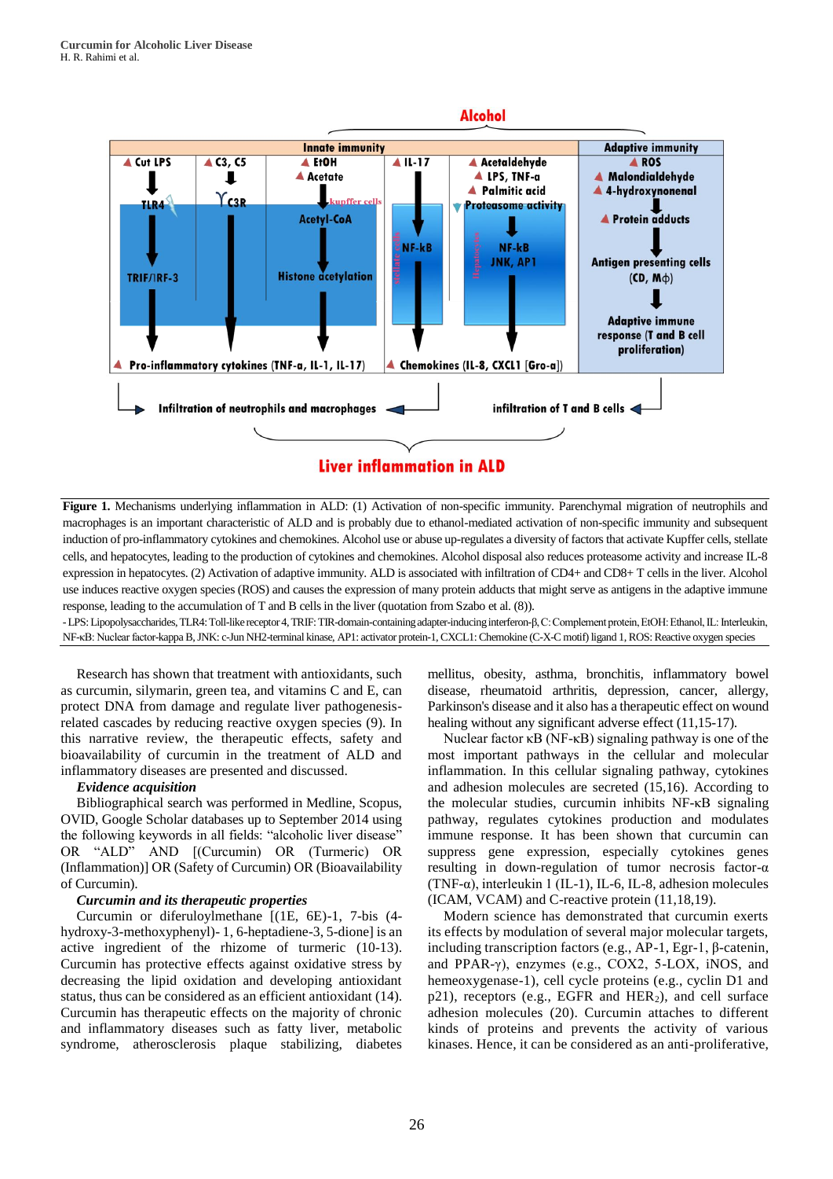Figure 1. Mechanisms underlying inflammation in ALD: (1) Activation of non-specific immunity. Parenchymal migration of neutrophils and macrophages is an important characteristic of ALD and is probably due to ethanol-mediated activation of non-specific immunity and subsequent induction of pro-inflammatory cytokines and chemokines. Alcohol use or abuse up-regulates a diversity of factors that activate Kupffer cells, stellate cells, and hepatocytes, leading to the production of cytokines and chemokines. Alcohol disposal also reduces proteasome activity and increase IL-8 expression in hepatocytes. (2) Activation of adaptive immunity. ALD is associated with infiltration of CD4+ and CD8+ T cells in the liver. Alcohol use induces reactive oxygen species (ROS) and causes the expression of many protein adducts that might serve as antigens in the adaptive immune response, leading to the accumulation of T and B cells in the liver (quotation from Szabo et al. (8)).

- LPS: Lipopolysaccharides, TLR4: Toll-like receptor 4, TRIF: TIR-domain-containing adapter-inducing interferon-β, C: Complement protein, EtOH: Ethanol, IL: Interleukin, NF-κB: Nuclear factor-kappa B, JNK: c-Jun NH2-terminal kinase, AP1: activator protein-1, CXCL1: Chemokine (C-X-C motif) ligand 1, ROS: Reactive oxygen species

Research has shown that treatment with antioxidants, such as curcumin, silymarin, green tea, and vitamins C and E, can protect DNA from damage and regulate liver pathogenesis-related cascades by reducing reactive oxygen species (9). In this narrative review, the therapeutic effects, safety and bioavailability of curcumin in the treatment of ALD and inflammatory diseases are presented and discussed.

***Evidence acquisition***

Bibliographical search was performed in Medline, Scopus, OVID, Google Scholar databases up to September 2014 using the following keywords in all fields: "alcoholic liver disease" OR "ALD" AND [(Curcumin) OR (Turmeric) OR (Inflammation)] OR (Safety of Curcumin) OR (Bioavailability of Curcumin).

***Curcumin and its therapeutic properties***

Curcumin or diferuloylmethane [(1E, 6E)-1, 7-bis (4-hydroxy-3-methoxyphenyl)- 1, 6-heptadiene-3, 5-dione] is an active ingredient of the rhizome of turmeric (10-13). Curcumin has protective effects against oxidative stress by decreasing the lipid oxidation and developing antioxidant status, thus can be considered as an efficient antioxidant (14). Curcumin has therapeutic effects on the majority of chronic and inflammatory diseases such as fatty liver, metabolic syndrome, atherosclerosis plaque stabilizing, diabetes mellitus, obesity, asthma, bronchitis, inflammatory bowel disease, rheumatoid arthritis, depression, cancer, allergy, Parkinson's disease and it also has a therapeutic effect on wound healing without any significant adverse effect (11,15-17).

Nuclear factor κB (NF-κB) signaling pathway is one of the most important pathways in the cellular and molecular inflammation. In this cellular signaling pathway, cytokines and adhesion molecules are secreted (15,16). According to the molecular studies, curcumin inhibits NF-κB signaling pathway, regulates cytokines production and modulates immune response. It has been shown that curcumin can suppress gene expression, especially cytokines genes resulting in down-regulation of tumor necrosis factor-α (TNF-α), interleukin 1 (IL-1), IL-6, IL-8, adhesion molecules (ICAM, VCAM) and C-reactive protein (11,18,19).

Modern science has demonstrated that curcumin exerts its effects by modulation of several major molecular targets, including transcription factors (e.g., AP-1, Egr-1, β-catenin, and PPAR-γ), enzymes (e.g., COX2, 5-LOX, iNOS, and hemeoxygenase-1), cell cycle proteins (e.g., cyclin D1 and p21), receptors (e.g., EGFR and $HER_2$), and cell surface adhesion molecules (20). Curcumin attaches to different kinds of proteins and prevents the activity of various kinases. Hence, it can be considered as an anti-proliferative,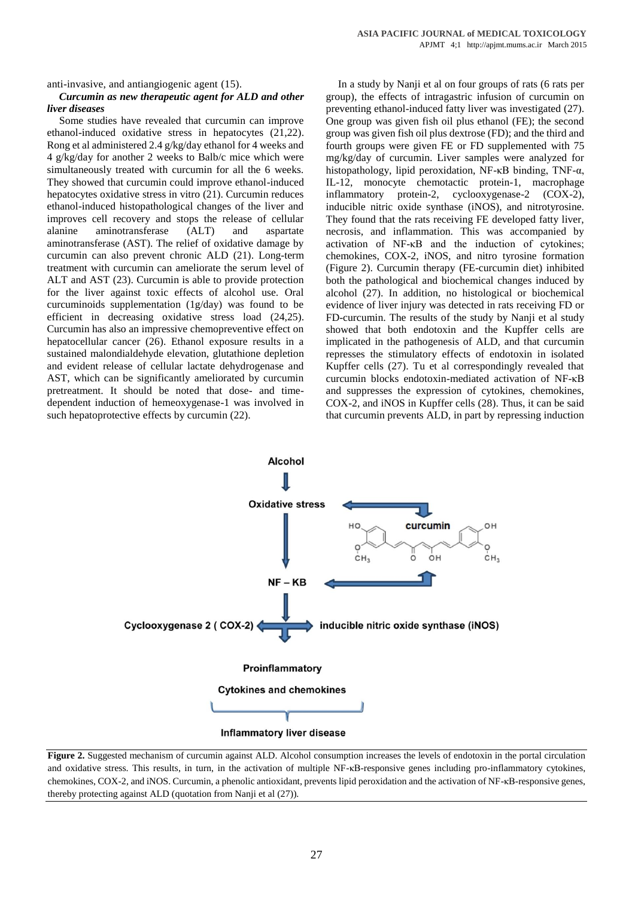anti-invasive, and antiangiogenic agent (15).

***Curcumin as new therapeutic agent for ALD and other liver diseases***

Some studies have revealed that curcumin can improve ethanol-induced oxidative stress in hepatocytes (21,22). Rong et al administered 2.4 g/kg/day ethanol for 4 weeks and 4 g/kg/day for another 2 weeks to Balb/c mice which were simultaneously treated with curcumin for all the 6 weeks. They showed that curcumin could improve ethanol-induced hepatocytes oxidative stress in vitro (21). Curcumin reduces ethanol-induced histopathological changes of the liver and improves cell recovery and stops the release of cellular alanine aminotransferase (ALT) and aspartate aminotransferase (AST). The relief of oxidative damage by curcumin can also prevent chronic ALD (21). Long-term treatment with curcumin can ameliorate the serum level of ALT and AST (23). Curcumin is able to provide protection for the liver against toxic effects of alcohol use. Oral curcuminoids supplementation (1g/day) was found to be efficient in decreasing oxidative stress load (24,25). Curcumin has also an impressive chemopreventive effect on hepatocellular cancer (26). Ethanol exposure results in a sustained malondialdehyde elevation, glutathione depletion and evident release of cellular lactate dehydrogenase and AST, which can be significantly ameliorated by curcumin pretreatment. It should be noted that dose- and time-dependent induction of hemeoxygenase-1 was involved in such hepatoprotective effects by curcumin (22).

In a study by Nanji et al on four groups of rats (6 rats per group), the effects of intragastric infusion of curcumin on preventing ethanol-induced fatty liver was investigated (27). One group was given fish oil plus ethanol (FE); the second group was given fish oil plus dextrose (FD); and the third and fourth groups were given FE or FD supplemented with 75 mg/kg/day of curcumin. Liver samples were analyzed for histopathology, lipid peroxidation, NF-κB binding, TNF-α, IL-12, monocyte chemotactic protein-1, macrophage inflammatory protein-2, cyclooxygenase-2 (COX-2), inducible nitric oxide synthase (iNOS), and nitrotyrosine. They found that the rats receiving FE developed fatty liver, necrosis, and inflammation. This was accompanied by activation of NF-κB and the induction of cytokines; chemokines, COX-2, iNOS, and nitro tyrosine formation (Figure 2). Curcumin therapy (FE-curcumin diet) inhibited both the pathological and biochemical changes induced by alcohol (27). In addition, no histological or biochemical evidence of liver injury was detected in rats receiving FD or FD-curcumin. The results of the study by Nanji et al study showed that both endotoxin and the Kupffer cells are implicated in the pathogenesis of ALD, and that curcumin represses the stimulatory effects of endotoxin in isolated Kupffer cells (27). Tu et al correspondingly revealed that curcumin blocks endotoxin-mediated activation of NF-κB and suppresses the expression of cytokines, chemokines, COX-2, and iNOS in Kupffer cells (28). Thus, it can be said that curcumin prevents ALD, in part by repressing induction

**Figure 2.** Suggested mechanism of curcumin against ALD. Alcohol consumption increases the levels of endotoxin in the portal circulation and oxidative stress. This results, in turn, in the activation of multiple NF-κB-responsive genes including pro-inflammatory cytokines, chemokines, COX-2, and iNOS. Curcumin, a phenolic antioxidant, prevents lipid peroxidation and the activation of NF-κB-responsive genes, thereby protecting against ALD (quotation from Nanji et al (27)).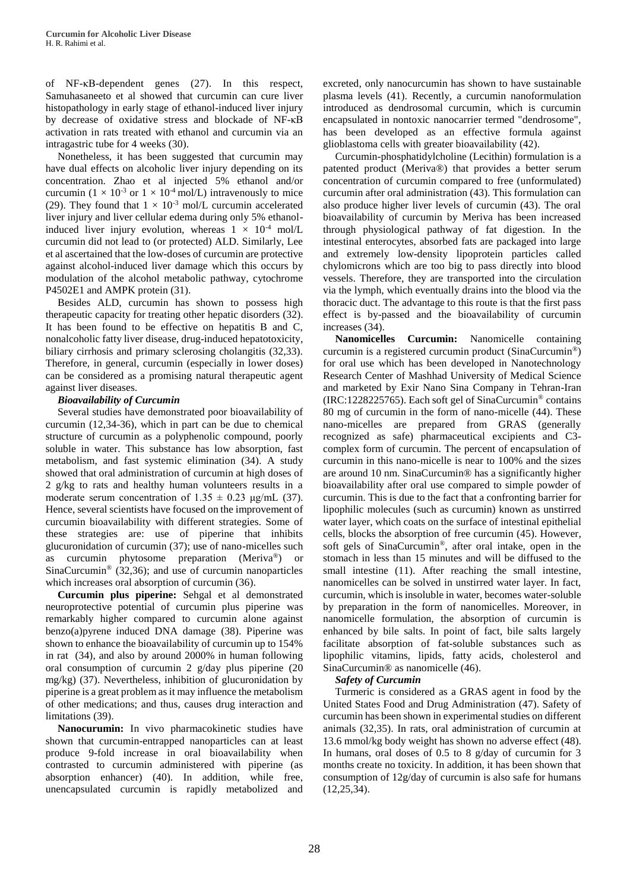of NF-κB-dependent genes (27). In this respect, Samuhasaneeto et al showed that curcumin can cure liver histopathology in early stage of ethanol-induced liver injury by decrease of oxidative stress and blockade of NF-κB activation in rats treated with ethanol and curcumin via an intragastric tube for 4 weeks (30).

Nonetheless, it has been suggested that curcumin may have dual effects on alcoholic liver injury depending on its concentration. Zhao et al injected 5% ethanol and/or curcumin ($1 \times 10^{-3}$ or $1 \times 10^{-4}$ mol/L) intravenously to mice (29). They found that $1 \times 10^{-3}$ mol/L curcumin accelerated liver injury and liver cellular edema during only 5% ethanol-induced liver injury evolution, whereas $1 \times 10^{-4}$ mol/L curcumin did not lead to (or protected) ALD. Similarly, Lee et al ascertained that the low-doses of curcumin are protective against alcohol-induced liver damage which this occurs by modulation of the alcohol metabolic pathway, cytochrome P4502E1 and AMPK protein (31).

Besides ALD, curcumin has shown to possess high therapeutic capacity for treating other hepatic disorders (32). It has been found to be effective on hepatitis B and C, nonalcoholic fatty liver disease, drug-induced hepatotoxicity, biliary cirrhosis and primary sclerosing cholangitis (32,33). Therefore, in general, curcumin (especially in lower doses) can be considered as a promising natural therapeutic agent against liver diseases.

### *Bioavailability of Curcumin*

Several studies have demonstrated poor bioavailability of curcumin (12,34-36), which in part can be due to chemical structure of curcumin as a polyphenolic compound, poorly soluble in water. This substance has low absorption, fast metabolism, and fast systemic elimination (34). A study showed that oral administration of curcumin at high doses of 2 g/kg to rats and healthy human volunteers results in a moderate serum concentration of $1.35 \pm 0.23$ μg/mL (37). Hence, several scientists have focused on the improvement of curcumin bioavailability with different strategies. Some of these strategies are: use of piperine that inhibits glucuronidation of curcumin (37); use of nano-micelles such as curcumin phytosome preparation (Meriva®) or SinaCurcumin® (32,36); and use of curcumin nanoparticles which increases oral absorption of curcumin (36).

**Curcumin plus piperine:** Sehgal et al demonstrated neuroprotective potential of curcumin plus piperine was remarkably higher compared to curcumin alone against benzo(a)pyrene induced DNA damage (38). Piperine was shown to enhance the bioavailability of curcumin up to 154% in rat (34), and also by around 2000% in human following oral consumption of curcumin 2 g/day plus piperine (20 mg/kg) (37). Nevertheless, inhibition of glucuronidation by piperine is a great problem as it may influence the metabolism of other medications; and thus, causes drug interaction and limitations (39).

**Nanocurumin:** In vivo pharmacokinetic studies have shown that curcumin-entrapped nanoparticles can at least produce 9-fold increase in oral bioavailability when contrasted to curcumin administered with piperine (as absorption enhancer) (40). In addition, while free, unencapsulated curcumin is rapidly metabolized and excreted, only nanocurcumin has shown to have sustainable plasma levels (41). Recently, a curcumin nanoformulation introduced as dendrosomal curcumin, which is curcumin encapsulated in nontoxic nanocarrier termed "dendrosome", has been developed as an effective formula against glioblastoma cells with greater bioavailability (42).

Curcumin-phosphatidylcholine (Lecithin) formulation is a patented product (Meriva®) that provides a better serum concentration of curcumin compared to free (unformulated) curcumin after oral administration (43). This formulation can also produce higher liver levels of curcumin (43). The oral bioavailability of curcumin by Meriva has been increased through physiological pathway of fat digestion. In the intestinal enterocytes, absorbed fats are packaged into large and extremely low-density lipoprotein particles called chylomicrons which are too big to pass directly into blood vessels. Therefore, they are transported into the circulation via the lymph, which eventually drains into the blood via the thoracic duct. The advantage to this route is that the first pass effect is by-passed and the bioavailability of curcumin increases (34).

**Nanomicelles Curcumin:** Nanomicelle containing curcumin is a registered curcumin product (SinaCurcumin®) for oral use which has been developed in Nanotechnology Research Center of Mashhad University of Medical Science and marketed by Exir Nano Sina Company in Tehran-Iran (IRC:1228225765). Each soft gel of SinaCurcumin® contains 80 mg of curcumin in the form of nano-micelle (44). These nano-micelles are prepared from GRAS (generally recognized as safe) pharmaceutical excipients and C3-complex form of curcumin. The percent of encapsulation of curcumin in this nano-micelle is near to 100% and the sizes are around 10 nm. SinaCurcumin® has a significantly higher bioavailability after oral use compared to simple powder of curcumin. This is due to the fact that a confronting barrier for lipophilic molecules (such as curcumin) known as unstirred water layer, which coats on the surface of intestinal epithelial cells, blocks the absorption of free curcumin (45). However, soft gels of SinaCurcumin®, after oral intake, open in the stomach in less than 15 minutes and will be diffused to the small intestine (11). After reaching the small intestine, nanomicelles can be solved in unstirred water layer. In fact, curcumin, which is insoluble in water, becomes water-soluble by preparation in the form of nanomicelles. Moreover, in nanomicelle formulation, the absorption of curcumin is enhanced by bile salts. In point of fact, bile salts largely facilitate absorption of fat-soluble substances such as lipophilic vitamins, lipids, fatty acids, cholesterol and SinaCurcumin® as nanomicelle (46).

### *Safety of Curcumin*

Turmeric is considered as a GRAS agent in food by the United States Food and Drug Administration (47). Safety of curcumin has been shown in experimental studies on different animals (32,35). In rats, oral administration of curcumin at 13.6 mmol/kg body weight has shown no adverse effect (48). In humans, oral doses of 0.5 to 8 g/day of curcumin for 3 months create no toxicity. In addition, it has been shown that consumption of 12g/day of curcumin is also safe for humans (12,25,34).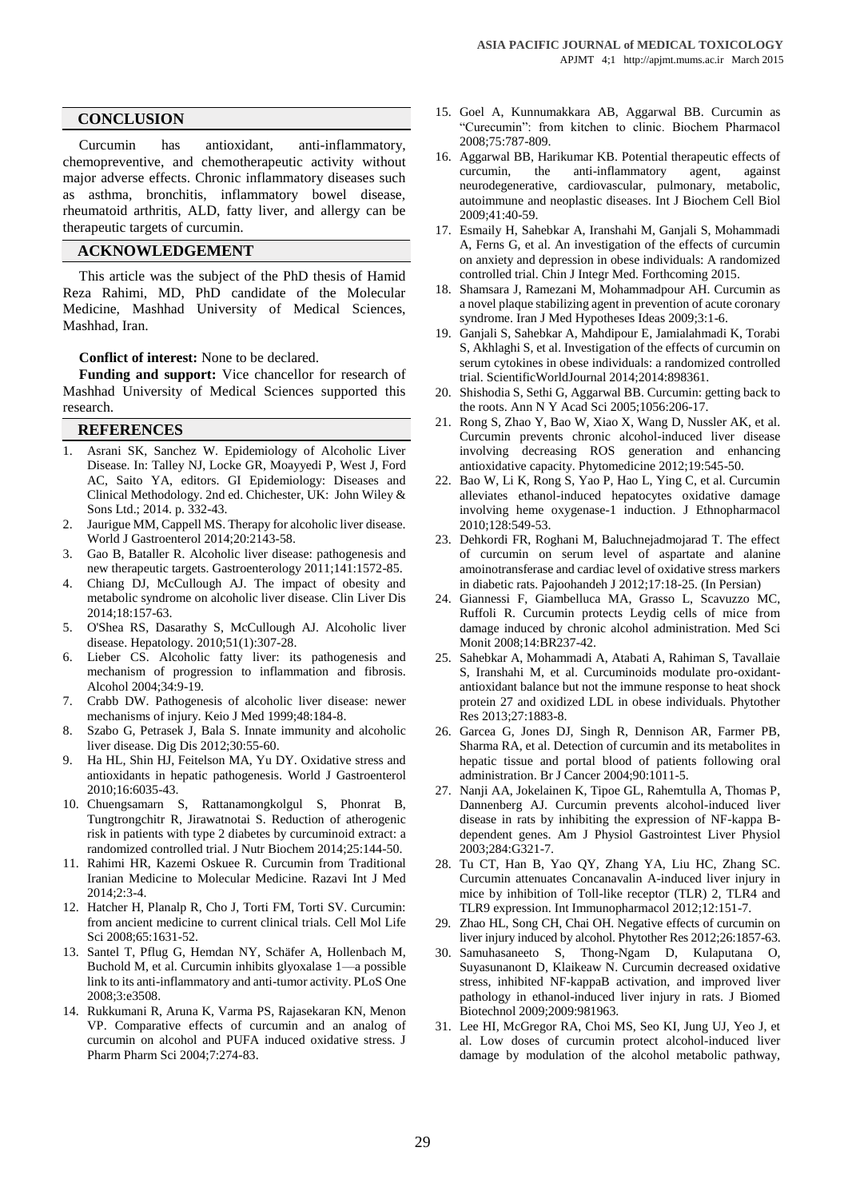## CONCLUSION

Curcumin has antioxidant, anti-inflammatory, chemopreventive, and chemotherapeutic activity without major adverse effects. Chronic inflammatory diseases such as asthma, bronchitis, inflammatory bowel disease, rheumatoid arthritis, ALD, fatty liver, and allergy can be therapeutic targets of curcumin.

## ACKNOWLEDGEMENT

This article was the subject of the PhD thesis of Hamid Reza Rahimi, MD, PhD candidate of the Molecular Medicine, Mashhad University of Medical Sciences, Mashhad, Iran.

**Conflict of interest:** None to be declared.

**Funding and support:** Vice chancellor for research of Mashhad University of Medical Sciences supported this research.

## REFERENCES

1. Asrani SK, Sanchez W. Epidemiology of Alcoholic Liver Disease. In: Talley NJ, Locke GR, Moayyedi P, West J, Ford AC, Saito YA, editors. GI Epidemiology: Diseases and Clinical Methodology. 2nd ed. Chichester, UK: John Wiley & Sons Ltd.; 2014. p. 332-43.
2. Jaurigue MM, Cappell MS. Therapy for alcoholic liver disease. World J Gastroenterol 2014;20:2143-58.
3. Gao B, Bataller R. Alcoholic liver disease: pathogenesis and new therapeutic targets. Gastroenterology 2011;141:1572-85.
4. Chiang DJ, McCullough AJ. The impact of obesity and metabolic syndrome on alcoholic liver disease. Clin Liver Dis 2014;18:157-63.
5. O'Shea RS, Dasarathy S, McCullough AJ. Alcoholic liver disease. Hepatology. 2010;51(1):307-28.
6. Lieber CS. Alcoholic fatty liver: its pathogenesis and mechanism of progression to inflammation and fibrosis. Alcohol 2004;34:9-19.
7. Crabb DW. Pathogenesis of alcoholic liver disease: newer mechanisms of injury. Keio J Med 1999;48:184-8.
8. Szabo G, Petrasek J, Bala S. Innate immunity and alcoholic liver disease. Dig Dis 2012;30:55-60.
9. Ha HL, Shin HJ, Feitelson MA, Yu DY. Oxidative stress and antioxidants in hepatic pathogenesis. World J Gastroenterol 2010;16:6035-43.
10. Chuengsamarn S, Rattanamongkolgul S, Phonrat B, Tungtrongchitr R, Jirawatnotai S. Reduction of atherogenic risk in patients with type 2 diabetes by curcuminoid extract: a randomized controlled trial. J Nutr Biochem 2014;25:144-50.
11. Rahimi HR, Kazemi Oskuee R. Curcumin from Traditional Iranian Medicine to Molecular Medicine. Razavi Int J Med 2014;2:3-4.
12. Hatcher H, Planalp R, Cho J, Torti FM, Torti SV. Curcumin: from ancient medicine to current clinical trials. Cell Mol Life Sci 2008;65:1631-52.
13. Santel T, Pflug G, Hemdan NY, Schäfer A, Hollenbach M, Buchold M, et al. Curcumin inhibits glyoxalase 1—a possible link to its anti-inflammatory and anti-tumor activity. PLoS One 2008;3:e3508.
14. Rukkumani R, Aruna K, Varma PS, Rajasekaran KN, Menon VP. Comparative effects of curcumin and an analog of curcumin on alcohol and PUFA induced oxidative stress. J Pharm Pharm Sci 2004;7:274-83.
15. Goel A, Kunnumakkara AB, Aggarwal BB. Curcumin as "Curecumin": from kitchen to clinic. Biochem Pharmacol 2008;75:787-809.
16. Aggarwal BB, Harikumar KB. Potential therapeutic effects of curcumin, the anti-inflammatory agent, against neurodegenerative, cardiovascular, pulmonary, metabolic, autoimmune and neoplastic diseases. Int J Biochem Cell Biol 2009;41:40-59.
17. Esmaily H, Sahebkar A, Iranshahi M, Ganjali S, Mohammadi A, Ferns G, et al. An investigation of the effects of curcumin on anxiety and depression in obese individuals: A randomized controlled trial. Chin J Integr Med. Forthcoming 2015.
18. Shamsara J, Ramezani M, Mohammadpour AH. Curcumin as a novel plaque stabilizing agent in prevention of acute coronary syndrome. Iran J Med Hypotheses Ideas 2009;3:1-6.
19. Ganjali S, Sahebkar A, Mahdipour E, Jamialahmadi K, Torabi S, Akhlaghi S, et al. Investigation of the effects of curcumin on serum cytokines in obese individuals: a randomized controlled trial. ScientificWorldJournal 2014;2014:898361.
20. Shishodia S, Sethi G, Aggarwal BB. Curcumin: getting back to the roots. Ann N Y Acad Sci 2005;1056:206-17.
21. Rong S, Zhao Y, Bao W, Xiao X, Wang D, Nussler AK, et al. Curcumin prevents chronic alcohol-induced liver disease involving decreasing ROS generation and enhancing antioxidative capacity. Phytomedicine 2012;19:545-50.
22. Bao W, Li K, Rong S, Yao P, Hao L, Ying C, et al. Curcumin alleviates ethanol-induced hepatocytes oxidative damage involving heme oxygenase-1 induction. J Ethnopharmacol 2010;128:549-53.
23. Dehkordi FR, Roghani M, Baluchnejadmojarad T. The effect of curcumin on serum level of aspartate and alanine amoinotransferase and cardiac level of oxidative stress markers in diabetic rats. Pajoohandeh J 2012;17:18-25. (In Persian)
24. Giannessi F, Giambelluca MA, Grasso L, Scavuzzo MC, Ruffoli R. Curcumin protects Leydig cells of mice from damage induced by chronic alcohol administration. Med Sci Monit 2008;14:BR237-42.
25. Sahebkar A, Mohammadi A, Atabati A, Rahiman S, Tavallaie S, Iranshahi M, et al. Curcuminoids modulate pro-oxidant-antioxidant balance but not the immune response to heat shock protein 27 and oxidized LDL in obese individuals. Phytother Res 2013;27:1883-8.
26. Garcea G, Jones DJ, Singh R, Dennison AR, Farmer PB, Sharma RA, et al. Detection of curcumin and its metabolites in hepatic tissue and portal blood of patients following oral administration. Br J Cancer 2004;90:1011-5.
27. Nanji AA, Jokelainen K, Tipoe GL, Rahemtulla A, Thomas P, Dannenberg AJ. Curcumin prevents alcohol-induced liver disease in rats by inhibiting the expression of NF-kappa B-dependent genes. Am J Physiol Gastrointest Liver Physiol 2003;284:G321-7.
28. Tu CT, Han B, Yao QY, Zhang YA, Liu HC, Zhang SC. Curcumin attenuates Concanavalin A-induced liver injury in mice by inhibition of Toll-like receptor (TLR) 2, TLR4 and TLR9 expression. Int Immunopharmacol 2012;12:151-7.
29. Zhao HL, Song CH, Chai OH. Negative effects of curcumin on liver injury induced by alcohol. Phytother Res 2012;26:1857-63.
30. Samuhasaneeto S, Thong-Ngam D, Kulaputana O, Suyasunanont D, Klaikeaw N. Curcumin decreased oxidative stress, inhibited NF-kappaB activation, and improved liver pathology in ethanol-induced liver injury in rats. J Biomed Biotechnol 2009;2009:981963.
31. Lee HI, McGregor RA, Choi MS, Seo KI, Jung UJ, Yeo J, et al. Low doses of curcumin protect alcohol-induced liver damage by modulation of the alcohol metabolic pathway,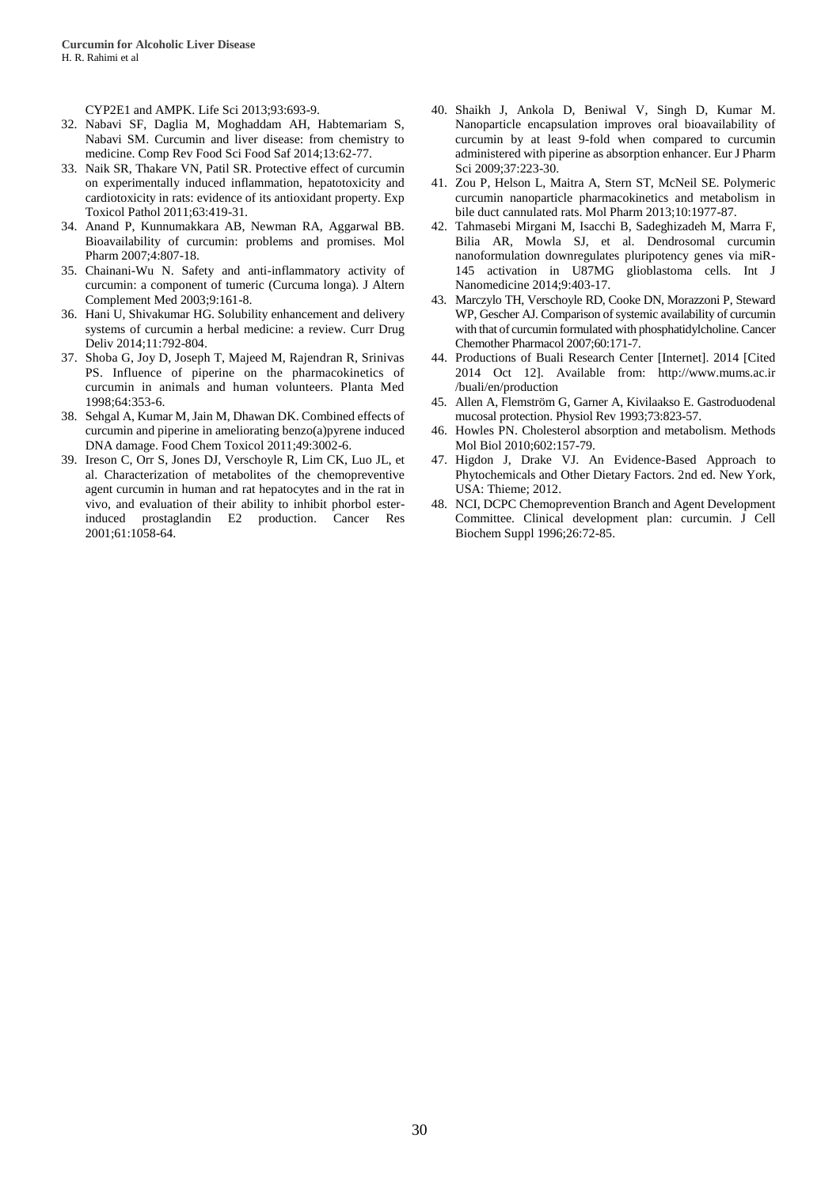CYP2E1 and AMPK. Life Sci 2013;93:693-9.

32. Nabavi SF, Daglia M, Moghaddam AH, Habtemariam S, Nabavi SM. Curcumin and liver disease: from chemistry to medicine. Comp Rev Food Sci Food Saf 2014;13:62-77.
33. Naik SR, Thakare VN, Patil SR. Protective effect of curcumin on experimentally induced inflammation, hepatotoxicity and cardiotoxicity in rats: evidence of its antioxidant property. Exp Toxicol Pathol 2011;63:419-31.
34. Anand P, Kunnumakkara AB, Newman RA, Aggarwal BB. Bioavailability of curcumin: problems and promises. Mol Pharm 2007;4:807-18.
35. Chainani-Wu N. Safety and anti-inflammatory activity of curcumin: a component of tumeric (Curcuma longa). J Altern Complement Med 2003;9:161-8.
36. Hani U, Shivakumar HG. Solubility enhancement and delivery systems of curcumin a herbal medicine: a review. Curr Drug Deliv 2014;11:792-804.
37. Shoba G, Joy D, Joseph T, Majeed M, Rajendran R, Srinivas PS. Influence of piperine on the pharmacokinetics of curcumin in animals and human volunteers. Planta Med 1998;64:353-6.
38. Sehgal A, Kumar M, Jain M, Dhawan DK. Combined effects of curcumin and piperine in ameliorating benzo(a)pyrene induced DNA damage. Food Chem Toxicol 2011;49:3002-6.
39. Ireson C, Orr S, Jones DJ, Verschoyle R, Lim CK, Luo JL, et al. Characterization of metabolites of the chemopreventive agent curcumin in human and rat hepatocytes and in the rat in vivo, and evaluation of their ability to inhibit phorbol ester-induced prostaglandin E2 production. Cancer Res 2001;61:1058-64.
40. Shaikh J, Ankola D, Beniwal V, Singh D, Kumar M. Nanoparticle encapsulation improves oral bioavailability of curcumin by at least 9-fold when compared to curcumin administered with piperine as absorption enhancer. Eur J Pharm Sci 2009;37:223-30.
41. Zou P, Helson L, Maitra A, Stern ST, McNeil SE. Polymeric curcumin nanoparticle pharmacokinetics and metabolism in bile duct cannulated rats. Mol Pharm 2013;10:1977-87.
42. Tahmasebi Mirgani M, Isacchi B, Sadeghizadeh M, Marra F, Bilia AR, Mowla SJ, et al. Dendrosomal curcumin nanoformulation downregulates pluripotency genes via miR-145 activation in U87MG glioblastoma cells. Int J Nanomedicine 2014;9:403-17.
43. Marczylo TH, Verschoyle RD, Cooke DN, Morazzoni P, Steward WP, Gescher AJ. Comparison of systemic availability of curcumin with that of curcumin formulated with phosphatidylcholine. Cancer Chemother Pharmacol 2007;60:171-7.
44. Productions of Buali Research Center [Internet]. 2014 [Cited 2014 Oct 12]. Available from: http://www.mums.ac.ir /buali/en/production
45. Allen A, Flemström G, Garner A, Kivilaakso E. Gastroduodenal mucosal protection. Physiol Rev 1993;73:823-57.
46. Howles PN. Cholesterol absorption and metabolism. Methods Mol Biol 2010;602:157-79.
47. Higdon J, Drake VJ. An Evidence-Based Approach to Phytochemicals and Other Dietary Factors. 2nd ed. New York, USA: Thieme; 2012.
48. NCI, DCPC Chemoprevention Branch and Agent Development Committee. Clinical development plan: curcumin. J Cell Biochem Suppl 1996;26:72-85.